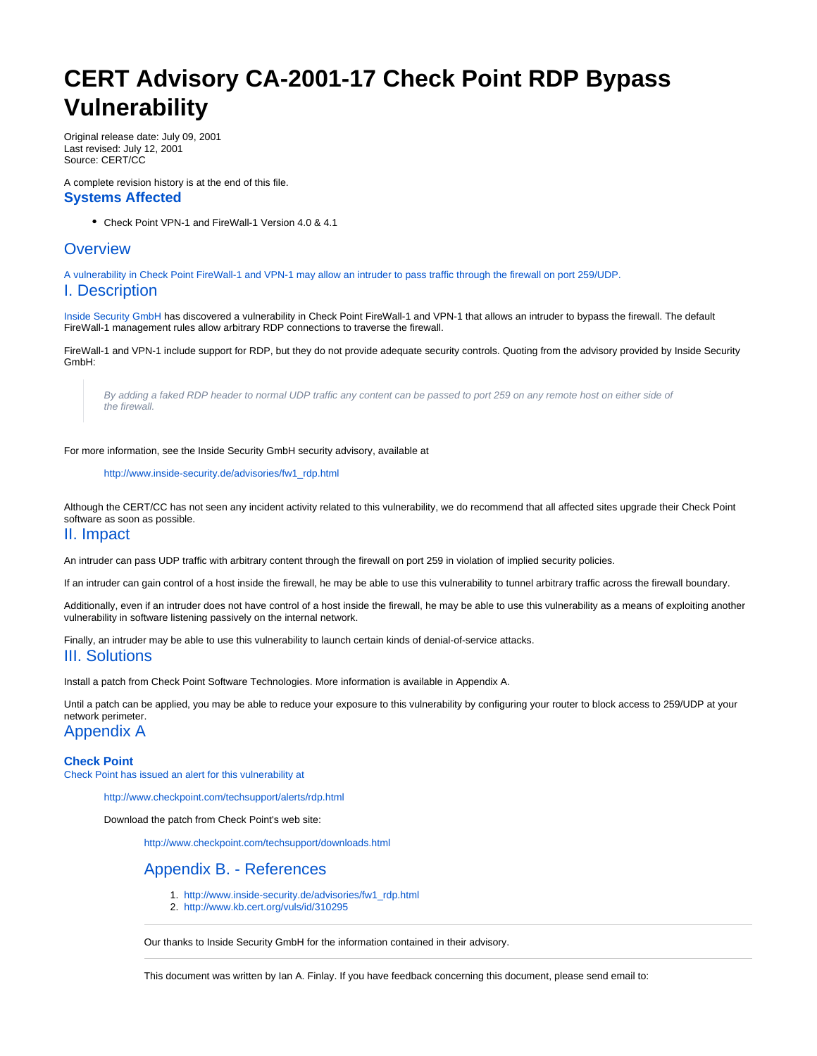# CERT Advisory CA-2001-17 Check Point RDP Bypass Vulnerability

Original release date: July 09, 2001
Last revised: July 12, 2001
Source: CERT/CC

A complete revision history is at the end of this file.

### Systems Affected

- Check Point VPN-1 and FireWall-1 Version 4.0 & 4.1

## Overview

A vulnerability in Check Point FireWall-1 and VPN-1 may allow an intruder to pass traffic through the firewall on port 259/UDP.

## I. Description

Inside Security GmbH has discovered a vulnerability in Check Point FireWall-1 and VPN-1 that allows an intruder to bypass the firewall. The default FireWall-1 management rules allow arbitrary RDP connections to traverse the firewall.

FireWall-1 and VPN-1 include support for RDP, but they do not provide adequate security controls. Quoting from the advisory provided by Inside Security GmbH:

> *By adding a faked RDP header to normal UDP traffic any content can be passed to port 259 on any remote host on either side of the firewall.*

For more information, see the Inside Security GmbH security advisory, available at

http://www.inside-security.de/advisories/fw1_rdp.html

Although the CERT/CC has not seen any incident activity related to this vulnerability, we do recommend that all affected sites upgrade their Check Point software as soon as possible.

## II. Impact

An intruder can pass UDP traffic with arbitrary content through the firewall on port 259 in violation of implied security policies.

If an intruder can gain control of a host inside the firewall, he may be able to use this vulnerability to tunnel arbitrary traffic across the firewall boundary.

Additionally, even if an intruder does not have control of a host inside the firewall, he may be able to use this vulnerability as a means of exploiting another vulnerability in software listening passively on the internal network.

Finally, an intruder may be able to use this vulnerability to launch certain kinds of denial-of-service attacks.

## III. Solutions

Install a patch from Check Point Software Technologies. More information is available in Appendix A.

Until a patch can be applied, you may be able to reduce your exposure to this vulnerability by configuring your router to block access to 259/UDP at your network perimeter.

## Appendix A

### Check Point

Check Point has issued an alert for this vulnerability at

http://www.checkpoint.com/techsupport/alerts/rdp.html

Download the patch from Check Point's web site:

http://www.checkpoint.com/techsupport/downloads.html

## Appendix B. - References

1. http://www.inside-security.de/advisories/fw1_rdp.html
2. http://www.kb.cert.org/vuls/id/310295

---

Our thanks to Inside Security GmbH for the information contained in their advisory.

---

This document was written by Ian A. Finlay. If you have feedback concerning this document, please send email to: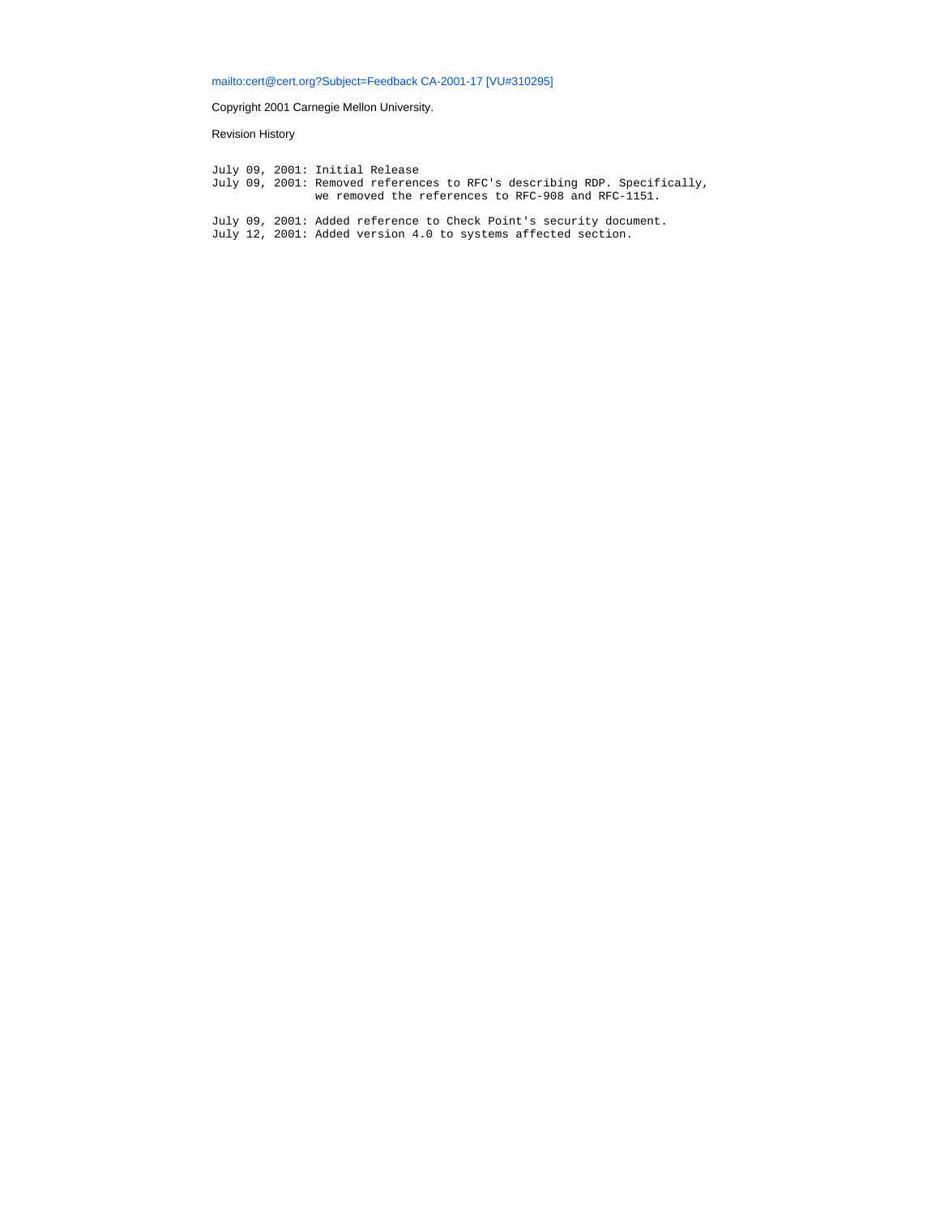mailto:cert@cert.org?Subject=Feedback CA-2001-17 [VU#310295]

Copyright 2001 Carnegie Mellon University.

Revision History

```
July 09, 2001: Initial Release
July 09, 2001: Removed references to RFC's describing RDP. Specifically,
               we removed the references to RFC-908 and RFC-1151.

July 09, 2001: Added reference to Check Point's security document.
July 12, 2001: Added version 4.0 to systems affected section.
```